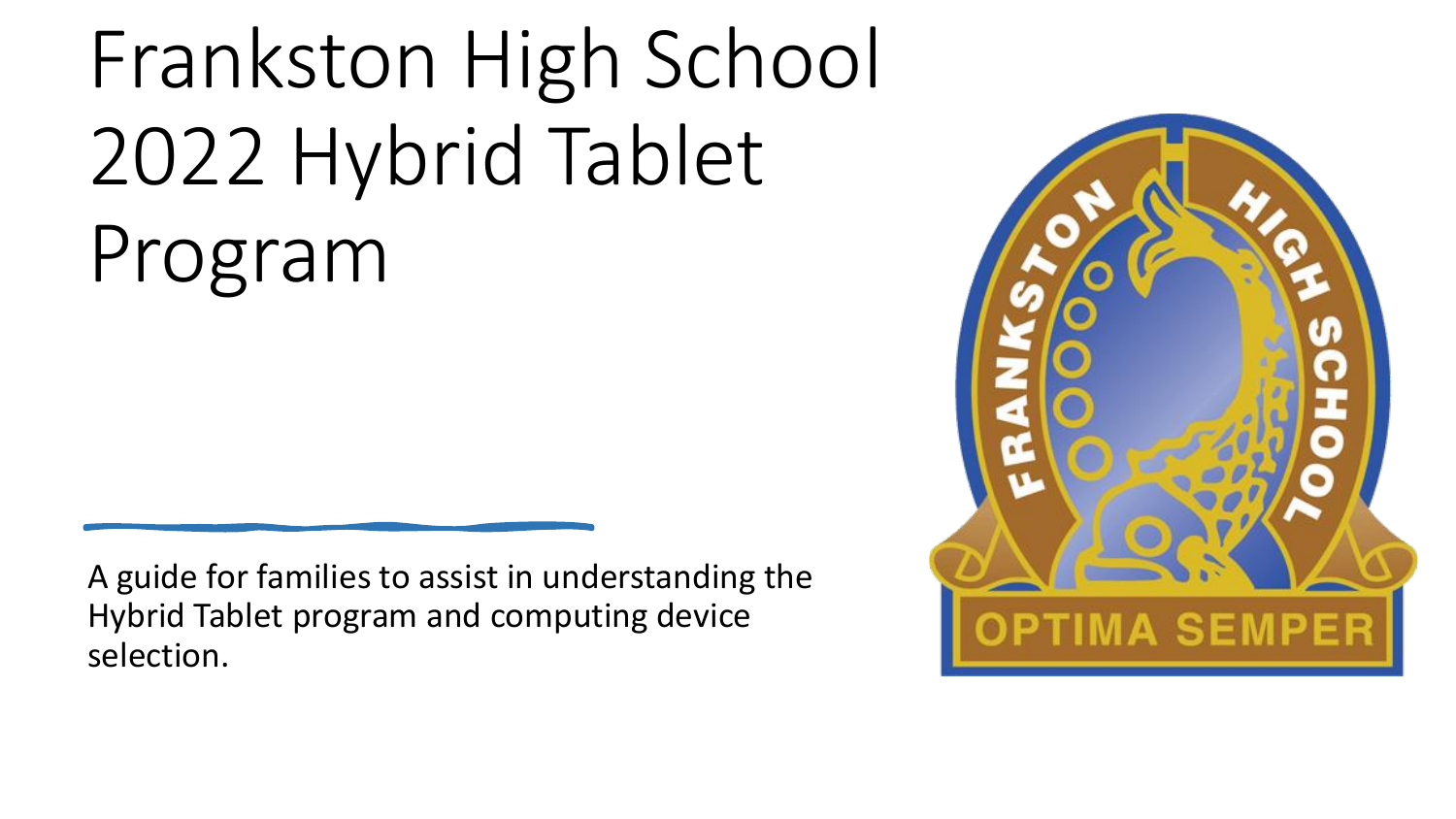# Frankston High School 2022 Hybrid Tablet Program

A guide for families to assist in understanding the Hybrid Tablet program and computing device selection.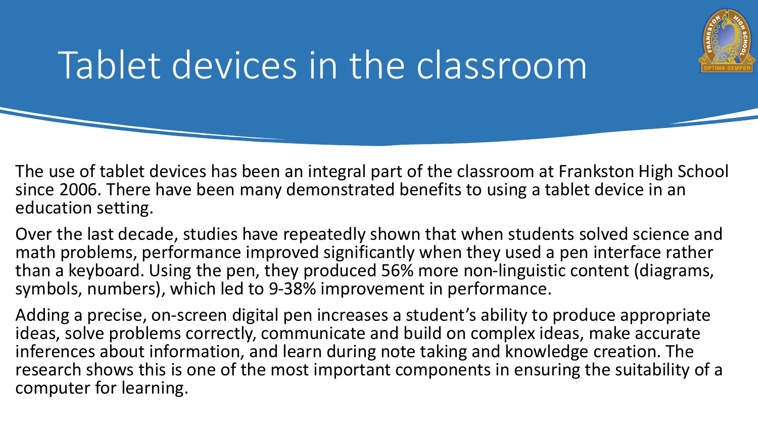# Tablet devices in the classroom

The use of tablet devices has been an integral part of the classroom at Frankston High School since 2006. There have been many demonstrated benefits to using a tablet device in an education setting.

Over the last decade, studies have repeatedly shown that when students solved science and math problems, performance improved significantly when they used a pen interface rather than a keyboard. Using the pen, they produced 56% more non-linguistic content (diagrams, symbols, numbers), which led to 9-38% improvement in performance.

Adding a precise, on-screen digital pen increases a student's ability to produce appropriate ideas, solve problems correctly, communicate and build on complex ideas, make accurate inferences about information, and learn during note taking and knowledge creation. The research shows this is one of the most important components in ensuring the suitability of a computer for learning.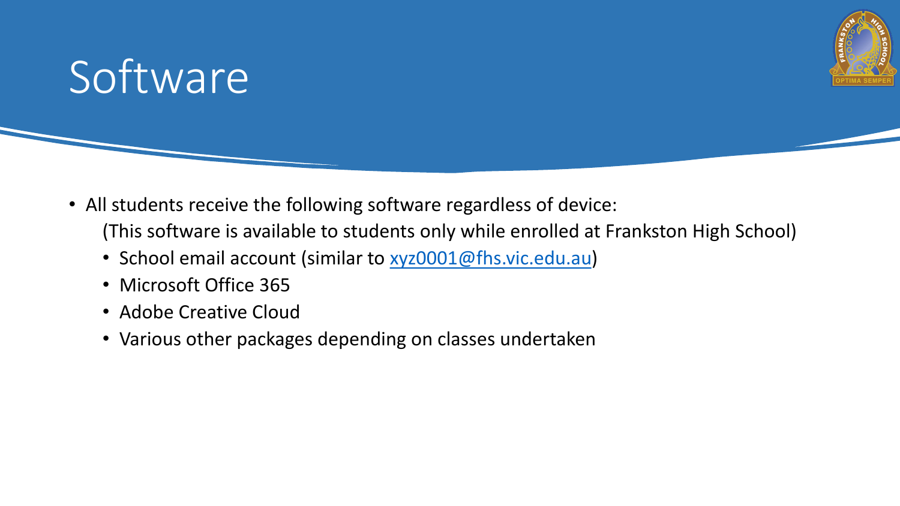# Software

- All students receive the following software regardless of device:
  (This software is available to students only while enrolled at Frankston High School)
  - School email account (similar to [xyz0001@fhs.vic.edu.au](mailto:xyz0001@fhs.vic.edu.au))
  - Microsoft Office 365
  - Adobe Creative Cloud
  - Various other packages depending on classes undertaken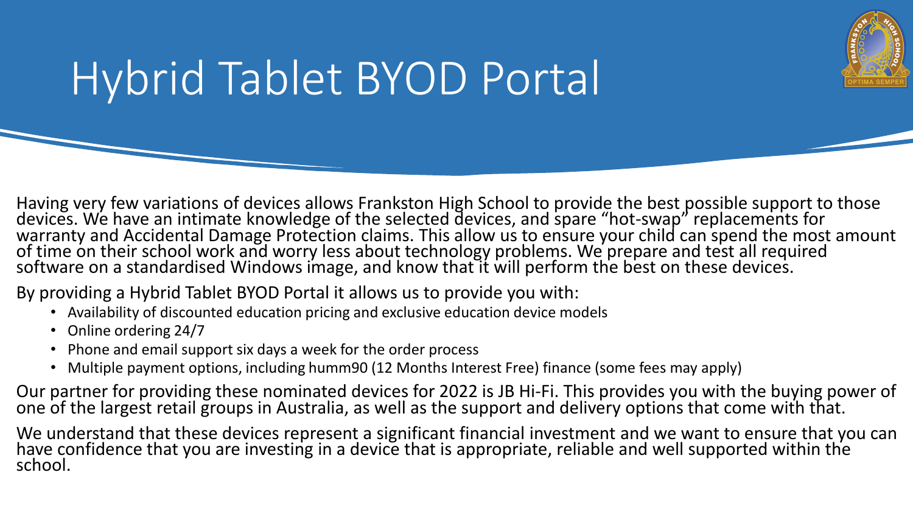# Hybrid Tablet BYOD Portal

Having very few variations of devices allows Frankston High School to provide the best possible support to those devices. We have an intimate knowledge of the selected devices, and spare "hot-swap" replacements for warranty and Accidental Damage Protection claims. This allow us to ensure your child can spend the most amount of time on their school work and worry less about technology problems. We prepare and test all required software on a standardised Windows image, and know that it will perform the best on these devices.

By providing a Hybrid Tablet BYOD Portal it allows us to provide you with:

- Availability of discounted education pricing and exclusive education device models
- Online ordering 24/7
- Phone and email support six days a week for the order process
- Multiple payment options, including humm90 (12 Months Interest Free) finance (some fees may apply)

Our partner for providing these nominated devices for 2022 is JB Hi-Fi. This provides you with the buying power of one of the largest retail groups in Australia, as well as the support and delivery options that come with that.

We understand that these devices represent a significant financial investment and we want to ensure that you can have confidence that you are investing in a device that is appropriate, reliable and well supported within the school.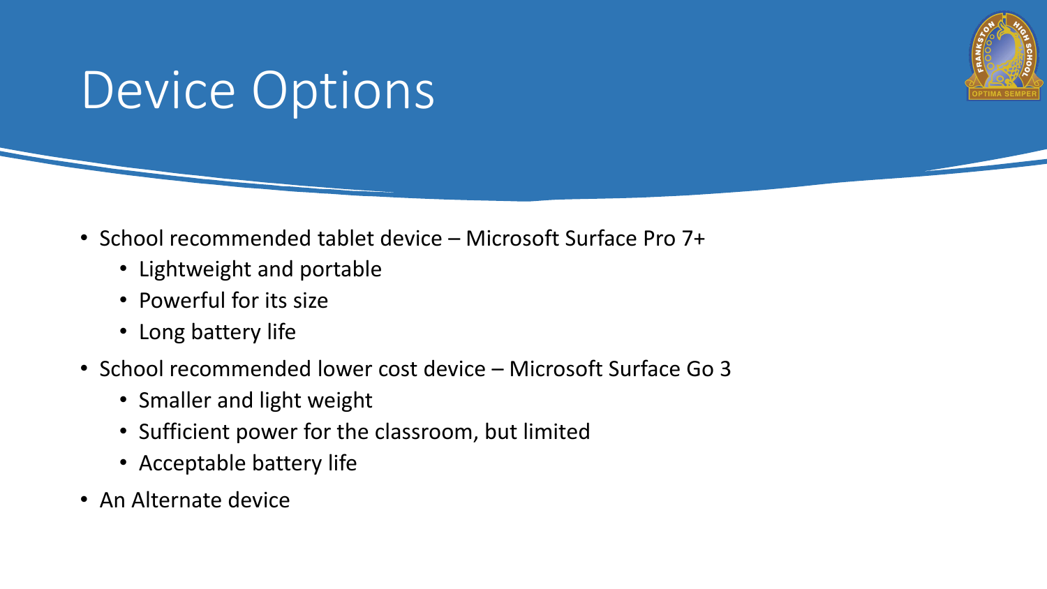# Device Options

- School recommended tablet device – Microsoft Surface Pro 7+
  - Lightweight and portable
  - Powerful for its size
  - Long battery life
- School recommended lower cost device – Microsoft Surface Go 3
  - Smaller and light weight
  - Sufficient power for the classroom, but limited
  - Acceptable battery life
- An Alternate device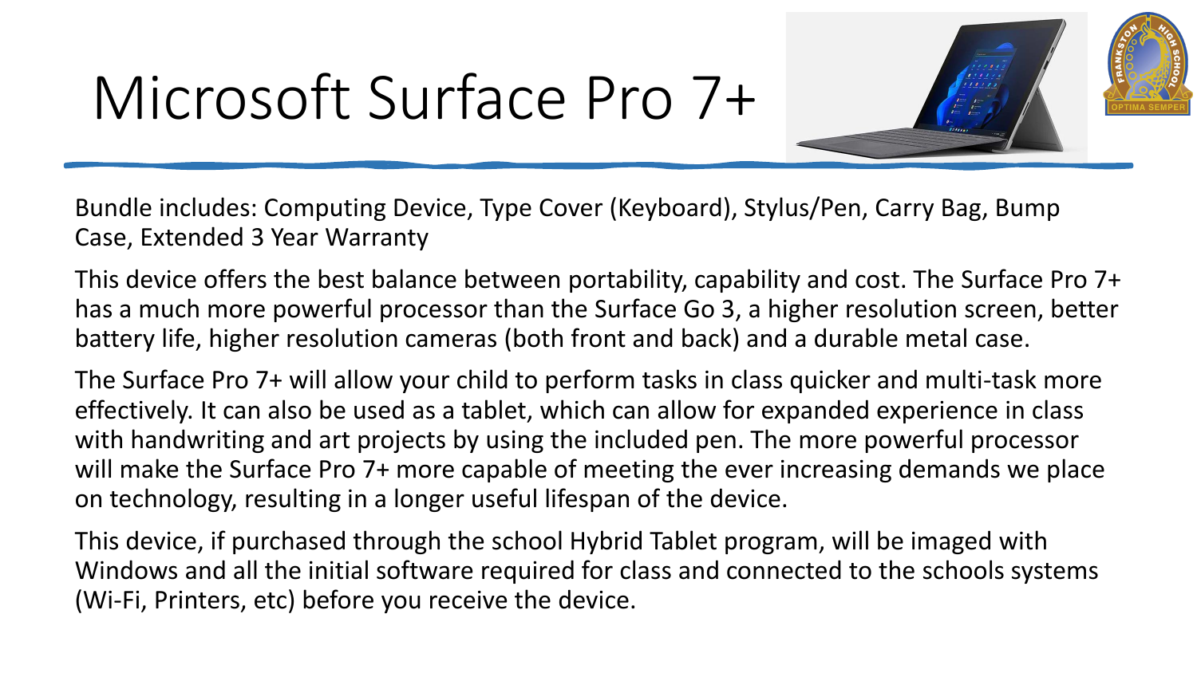# Microsoft Surface Pro 7+

Bundle includes: Computing Device, Type Cover (Keyboard), Stylus/Pen, Carry Bag, Bump Case, Extended 3 Year Warranty

This device offers the best balance between portability, capability and cost. The Surface Pro 7+ has a much more powerful processor than the Surface Go 3, a higher resolution screen, better battery life, higher resolution cameras (both front and back) and a durable metal case.

The Surface Pro 7+ will allow your child to perform tasks in class quicker and multi-task more effectively. It can also be used as a tablet, which can allow for expanded experience in class with handwriting and art projects by using the included pen. The more powerful processor will make the Surface Pro 7+ more capable of meeting the ever increasing demands we place on technology, resulting in a longer useful lifespan of the device.

This device, if purchased through the school Hybrid Tablet program, will be imaged with Windows and all the initial software required for class and connected to the schools systems (Wi-Fi, Printers, etc) before you receive the device.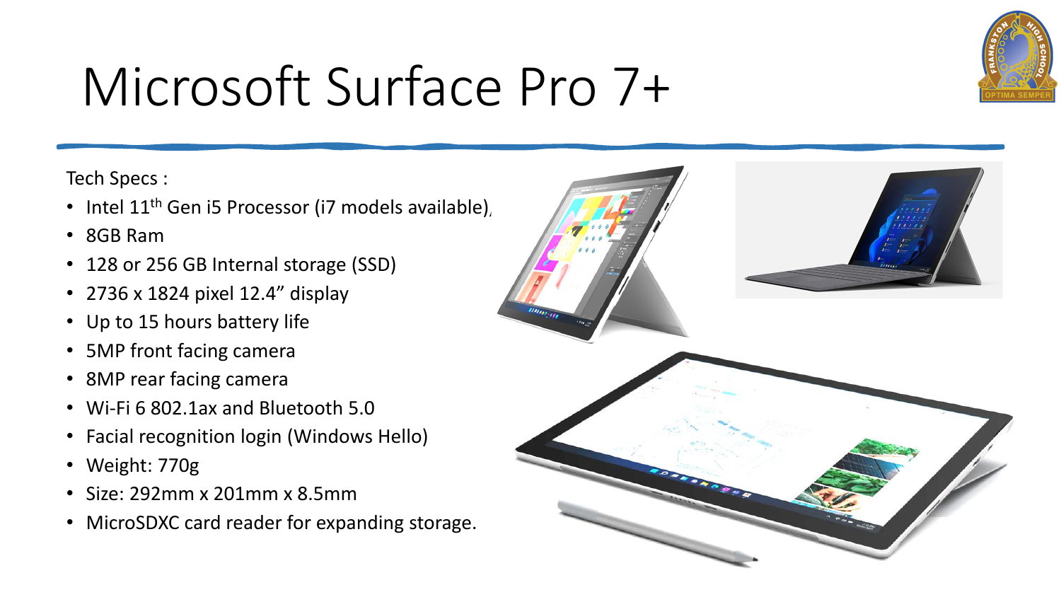# Microsoft Surface Pro 7+

Tech Specs :

- Intel 11th Gen i5 Processor (i7 models available),
- 8GB Ram
- 128 or 256 GB Internal storage (SSD)
- 2736 x 1824 pixel 12.4" display
- Up to 15 hours battery life
- 5MP front facing camera
- 8MP rear facing camera
- Wi-Fi 6 802.1ax and Bluetooth 5.0
- Facial recognition login (Windows Hello)
- Weight: 770g
- Size: 292mm x 201mm x 8.5mm
- MicroSDXC card reader for expanding storage.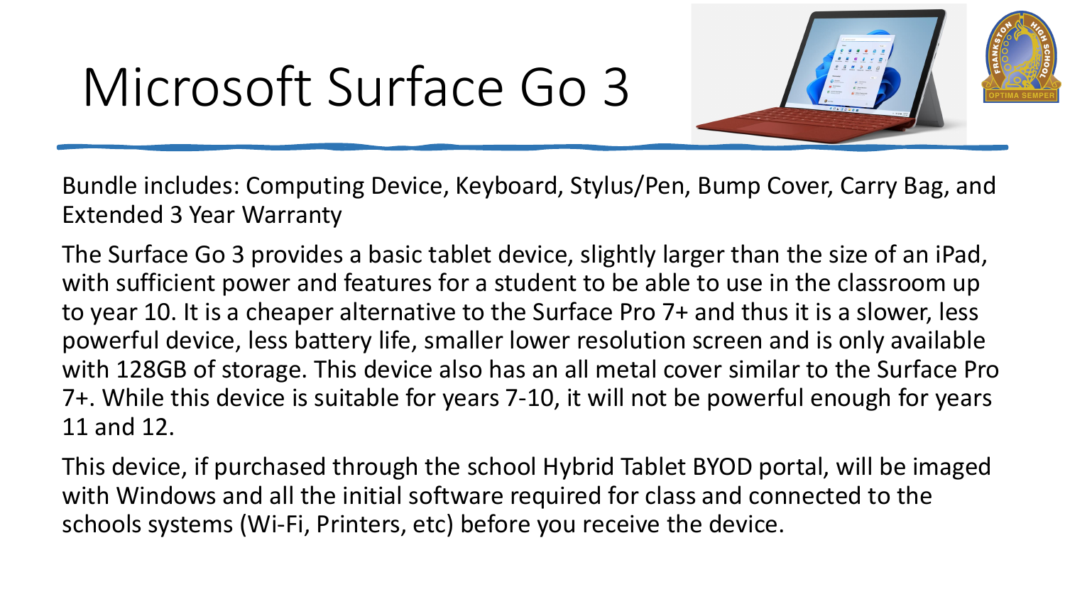# Microsoft Surface Go 3

Bundle includes: Computing Device, Keyboard, Stylus/Pen, Bump Cover, Carry Bag, and Extended 3 Year Warranty

The Surface Go 3 provides a basic tablet device, slightly larger than the size of an iPad, with sufficient power and features for a student to be able to use in the classroom up to year 10. It is a cheaper alternative to the Surface Pro 7+ and thus it is a slower, less powerful device, less battery life, smaller lower resolution screen and is only available with 128GB of storage. This device also has an all metal cover similar to the Surface Pro 7+. While this device is suitable for years 7-10, it will not be powerful enough for years 11 and 12.

This device, if purchased through the school Hybrid Tablet BYOD portal, will be imaged with Windows and all the initial software required for class and connected to the schools systems (Wi-Fi, Printers, etc) before you receive the device.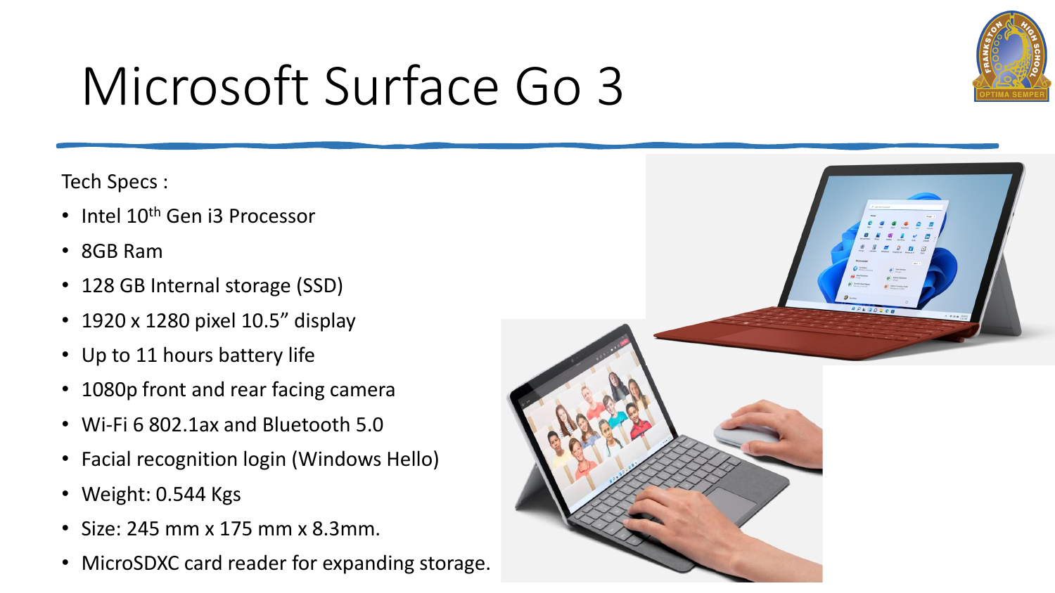# Microsoft Surface Go 3

Tech Specs :

- Intel 10th Gen i3 Processor
- 8GB Ram
- 128 GB Internal storage (SSD)
- 1920 x 1280 pixel 10.5” display
- Up to 11 hours battery life
- 1080p front and rear facing camera
- Wi-Fi 6 802.1ax and Bluetooth 5.0
- Facial recognition login (Windows Hello)
- Weight: 0.544 Kgs
- Size: 245 mm x 175 mm x 8.3mm.
- MicroSDXC card reader for expanding storage.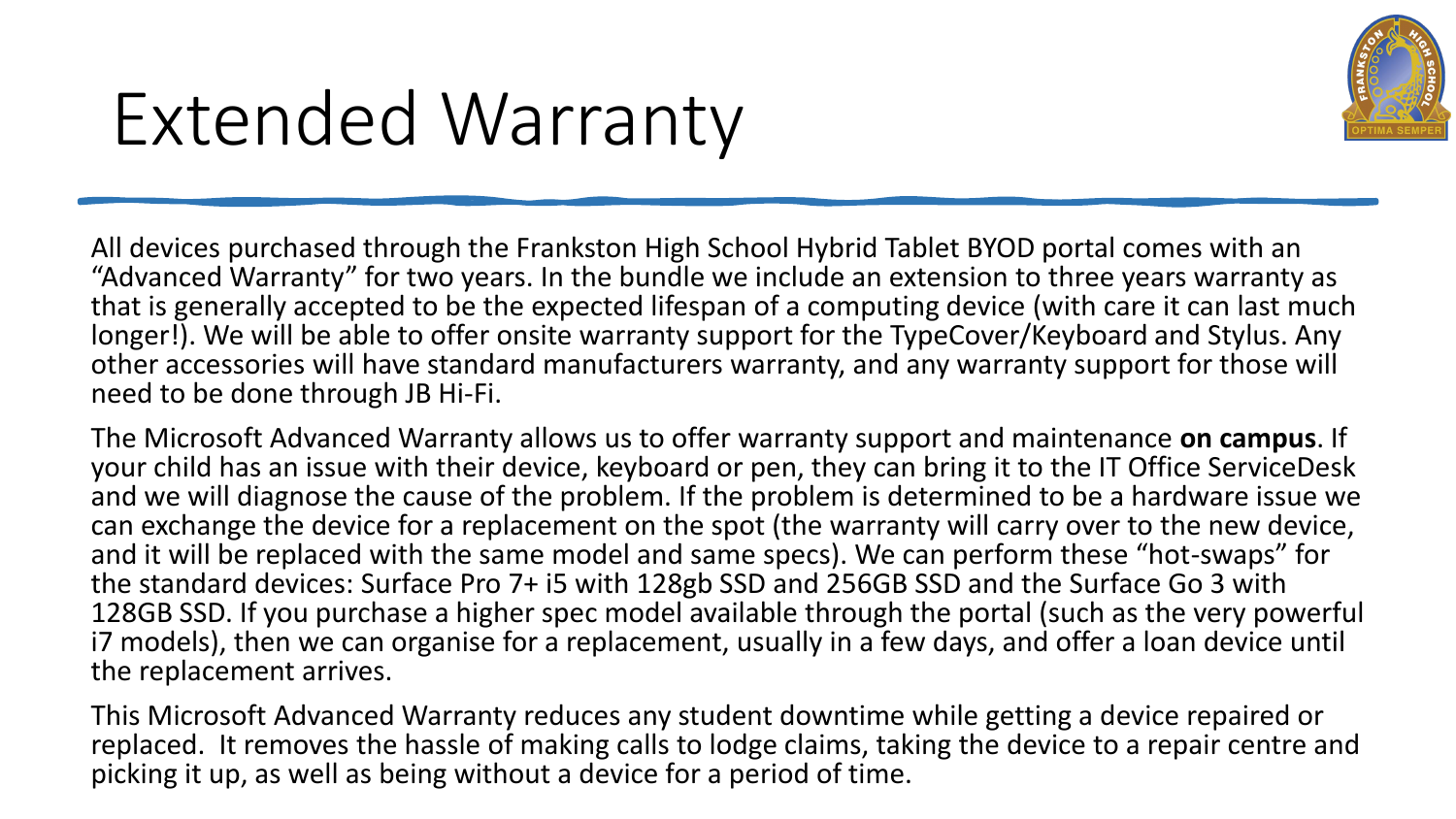# Extended Warranty

All devices purchased through the Frankston High School Hybrid Tablet BYOD portal comes with an "Advanced Warranty" for two years. In the bundle we include an extension to three years warranty as that is generally accepted to be the expected lifespan of a computing device (with care it can last much longer!). We will be able to offer onsite warranty support for the TypeCover/Keyboard and Stylus. Any other accessories will have standard manufacturers warranty, and any warranty support for those will need to be done through JB Hi-Fi.

The Microsoft Advanced Warranty allows us to offer warranty support and maintenance **on campus**. If your child has an issue with their device, keyboard or pen, they can bring it to the IT Office ServiceDesk and we will diagnose the cause of the problem. If the problem is determined to be a hardware issue we can exchange the device for a replacement on the spot (the warranty will carry over to the new device, and it will be replaced with the same model and same specs). We can perform these "hot-swaps" for the standard devices: Surface Pro 7+ i5 with 128gb SSD and 256GB SSD and the Surface Go 3 with 128GB SSD. If you purchase a higher spec model available through the portal (such as the very powerful i7 models), then we can organise for a replacement, usually in a few days, and offer a loan device until the replacement arrives.

This Microsoft Advanced Warranty reduces any student downtime while getting a device repaired or replaced. It removes the hassle of making calls to lodge claims, taking the device to a repair centre and picking it up, as well as being without a device for a period of time.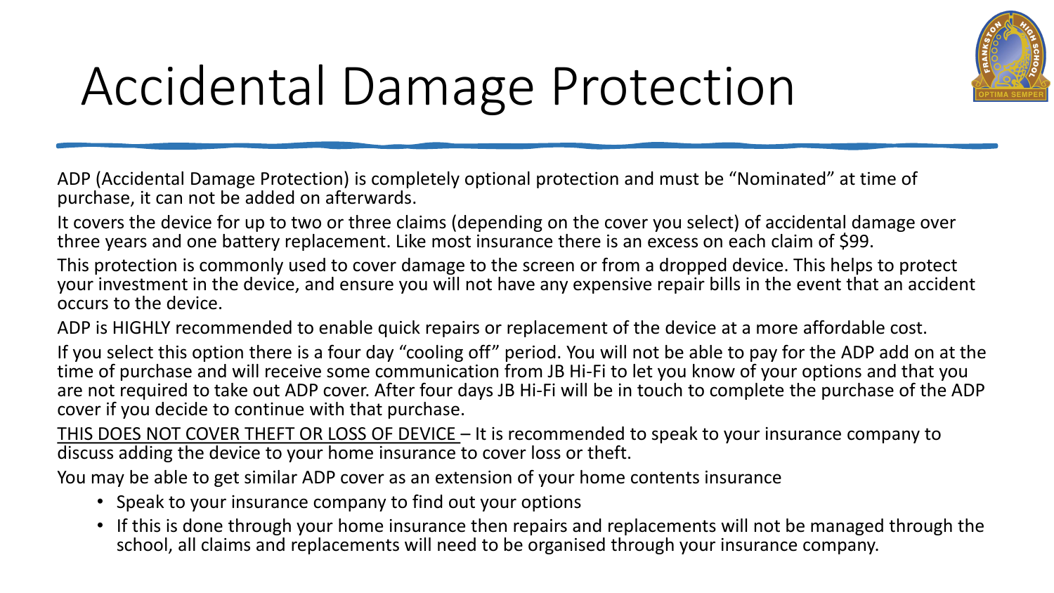# Accidental Damage Protection

ADP (Accidental Damage Protection) is completely optional protection and must be "Nominated" at time of purchase, it can not be added on afterwards.

It covers the device for up to two or three claims (depending on the cover you select) of accidental damage over three years and one battery replacement. Like most insurance there is an excess on each claim of $99.

This protection is commonly used to cover damage to the screen or from a dropped device. This helps to protect your investment in the device, and ensure you will not have any expensive repair bills in the event that an accident occurs to the device.

ADP is HIGHLY recommended to enable quick repairs or replacement of the device at a more affordable cost.

If you select this option there is a four day "cooling off" period. You will not be able to pay for the ADP add on at the time of purchase and will receive some communication from JB Hi-Fi to let you know of your options and that you are not required to take out ADP cover. After four days JB Hi-Fi will be in touch to complete the purchase of the ADP cover if you decide to continue with that purchase.

<u>THIS DOES NOT COVER THEFT OR LOSS OF DEVICE</u> – It is recommended to speak to your insurance company to discuss adding the device to your home insurance to cover loss or theft.

You may be able to get similar ADP cover as an extension of your home contents insurance

- Speak to your insurance company to find out your options
- If this is done through your home insurance then repairs and replacements will not be managed through the school, all claims and replacements will need to be organised through your insurance company.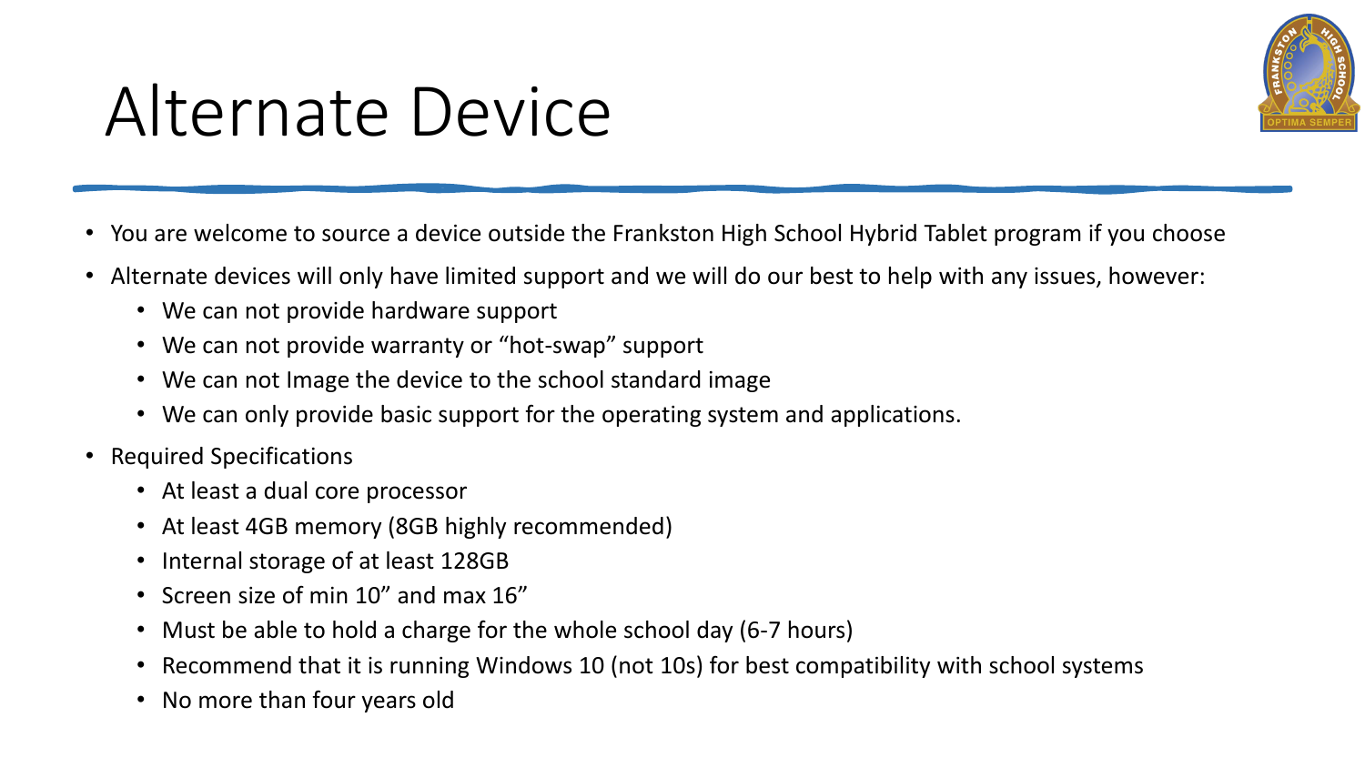# Alternate Device

- You are welcome to source a device outside the Frankston High School Hybrid Tablet program if you choose
- Alternate devices will only have limited support and we will do our best to help with any issues, however:
  - We can not provide hardware support
  - We can not provide warranty or “hot-swap” support
  - We can not Image the device to the school standard image
  - We can only provide basic support for the operating system and applications.
- Required Specifications
  - At least a dual core processor
  - At least 4GB memory (8GB highly recommended)
  - Internal storage of at least 128GB
  - Screen size of min 10” and max 16”
  - Must be able to hold a charge for the whole school day (6-7 hours)
  - Recommend that it is running Windows 10 (not 10s) for best compatibility with school systems
  - No more than four years old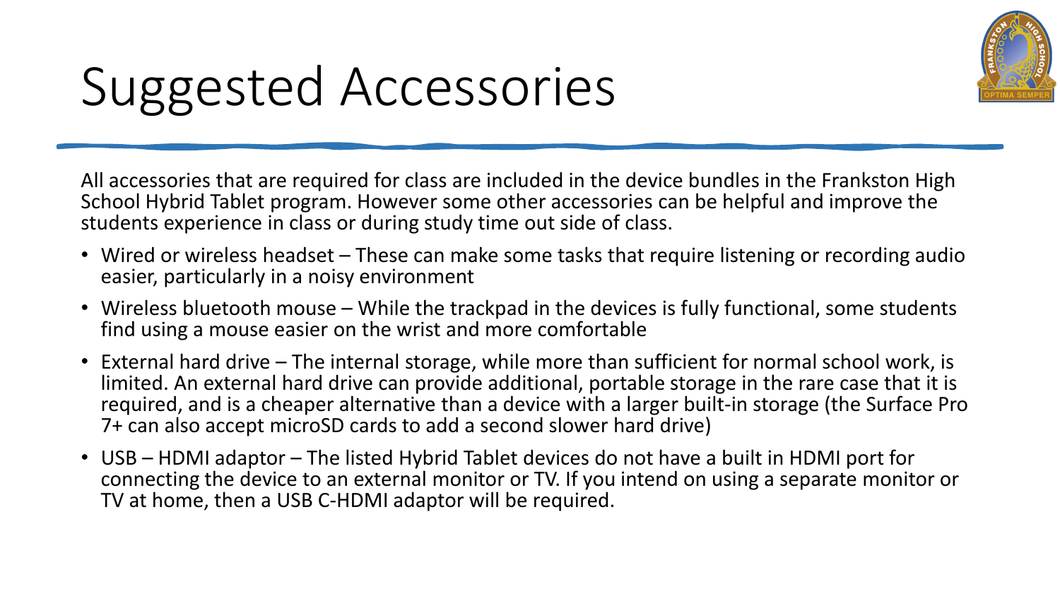# Suggested Accessories

All accessories that are required for class are included in the device bundles in the Frankston High School Hybrid Tablet program. However some other accessories can be helpful and improve the students experience in class or during study time out side of class.

- Wired or wireless headset – These can make some tasks that require listening or recording audio easier, particularly in a noisy environment
- Wireless bluetooth mouse – While the trackpad in the devices is fully functional, some students find using a mouse easier on the wrist and more comfortable
- External hard drive – The internal storage, while more than sufficient for normal school work, is limited. An external hard drive can provide additional, portable storage in the rare case that it is required, and is a cheaper alternative than a device with a larger built-in storage (the Surface Pro 7+ can also accept microSD cards to add a second slower hard drive)
- USB – HDMI adaptor – The listed Hybrid Tablet devices do not have a built in HDMI port for connecting the device to an external monitor or TV. If you intend on using a separate monitor or TV at home, then a USB C-HDMI adaptor will be required.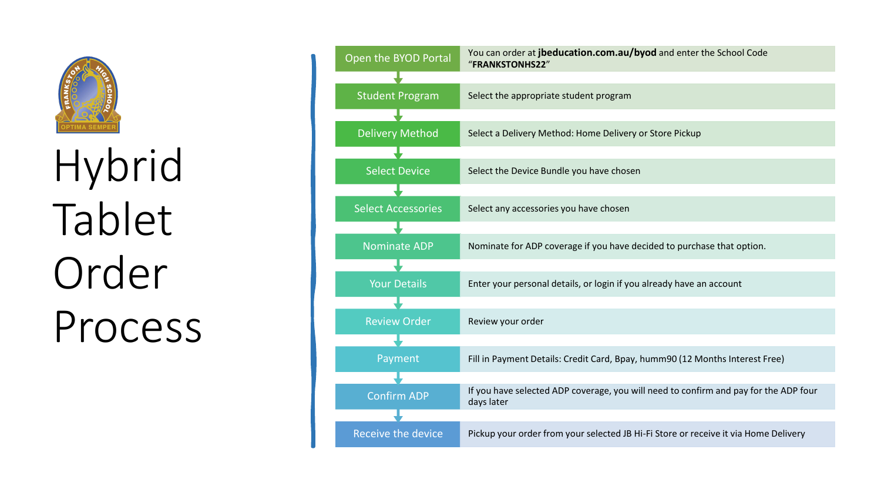# Hybrid Tablet Order Process

| Step | Description |
|---|---|
| Open the BYOD Portal | You can order at **jbeducation.com.au/byod** and enter the School Code "**FRANKSTONHS22**" |
| Student Program | Select the appropriate student program |
| Delivery Method | Select a Delivery Method: Home Delivery or Store Pickup |
| Select Device | Select the Device Bundle you have chosen |
| Select Accessories | Select any accessories you have chosen |
| Nominate ADP | Nominate for ADP coverage if you have decided to purchase that option. |
| Your Details | Enter your personal details, or login if you already have an account |
| Review Order | Review your order |
| Payment | Fill in Payment Details: Credit Card, Bpay, humm90 (12 Months Interest Free) |
| Confirm ADP | If you have selected ADP coverage, you will need to confirm and pay for the ADP four days later |
| Receive the device | Pickup your order from your selected JB Hi-Fi Store or receive it via Home Delivery |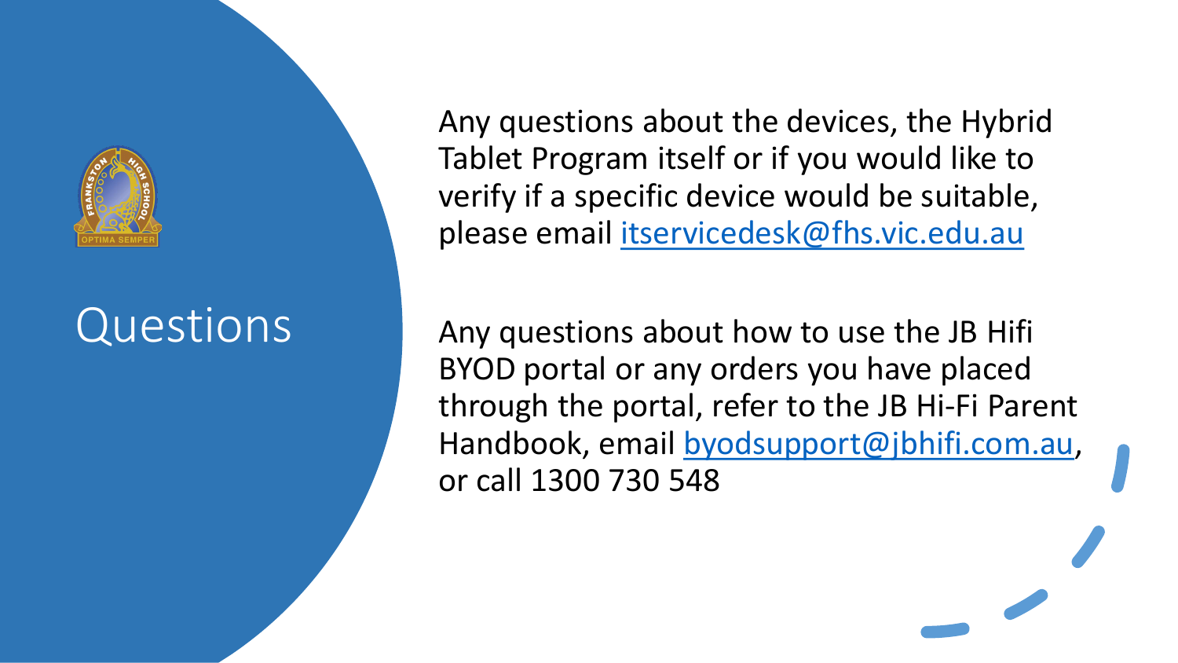# Questions

Any questions about the devices, the Hybrid Tablet Program itself or if you would like to verify if a specific device would be suitable, please email itservicedesk@fhs.vic.edu.au

Any questions about how to use the JB Hifi BYOD portal or any orders you have placed through the portal, refer to the JB Hi-Fi Parent Handbook, email byodsupport@jbhifi.com.au, or call 1300 730 548